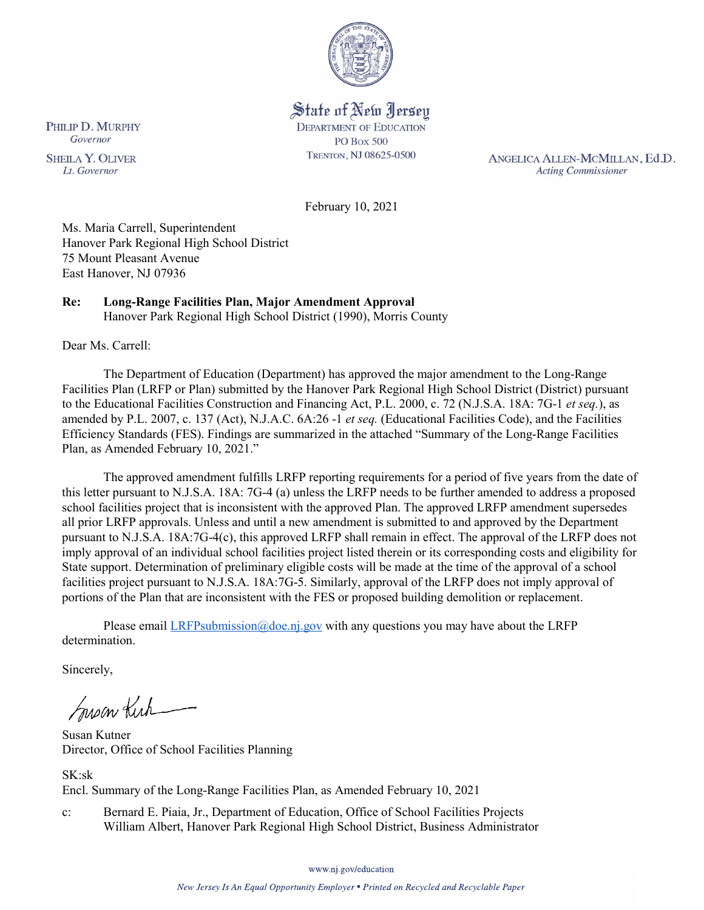State of New Jersey
DEPARTMENT OF EDUCATION
PO Box 500
TRENTON, NJ 08625-0500

PHILIP D. MURPHY
*Governor*

SHEILA Y. OLIVER
*Lt. Governor*

ANGELICA ALLEN-MCMILLAN, Ed.D.
*Acting Commissioner*

February 10, 2021

Ms. Maria Carrell, Superintendent
Hanover Park Regional High School District
75 Mount Pleasant Avenue
East Hanover, NJ 07936

**Re: Long-Range Facilities Plan, Major Amendment Approval**
Hanover Park Regional High School District (1990), Morris County

Dear Ms. Carrell:

The Department of Education (Department) has approved the major amendment to the Long-Range Facilities Plan (LRFP or Plan) submitted by the Hanover Park Regional High School District (District) pursuant to the Educational Facilities Construction and Financing Act, P.L. 2000, c. 72 (N.J.S.A. 18A: 7G-1 *et seq.*), as amended by P.L. 2007, c. 137 (Act), N.J.A.C. 6A:26 -1 *et seq.* (Educational Facilities Code), and the Facilities Efficiency Standards (FES). Findings are summarized in the attached "Summary of the Long-Range Facilities Plan, as Amended February 10, 2021."

The approved amendment fulfills LRFP reporting requirements for a period of five years from the date of this letter pursuant to N.J.S.A. 18A: 7G-4 (a) unless the LRFP needs to be further amended to address a proposed school facilities project that is inconsistent with the approved Plan. The approved LRFP amendment supersedes all prior LRFP approvals. Unless and until a new amendment is submitted to and approved by the Department pursuant to N.J.S.A. 18A:7G-4(c), this approved LRFP shall remain in effect. The approval of the LRFP does not imply approval of an individual school facilities project listed therein or its corresponding costs and eligibility for State support. Determination of preliminary eligible costs will be made at the time of the approval of a school facilities project pursuant to N.J.S.A. 18A:7G-5. Similarly, approval of the LRFP does not imply approval of portions of the Plan that are inconsistent with the FES or proposed building demolition or replacement.

Please email LRFPsubmission@doe.nj.gov with any questions you may have about the LRFP determination.

Sincerely,

Susan Kutner
Director, Office of School Facilities Planning

SK:sk
Encl. Summary of the Long-Range Facilities Plan, as Amended February 10, 2021

c: Bernard E. Piaia, Jr., Department of Education, Office of School Facilities Projects
William Albert, Hanover Park Regional High School District, Business Administrator

www.nj.gov/education

*New Jersey Is An Equal Opportunity Employer • Printed on Recycled and Recyclable Paper*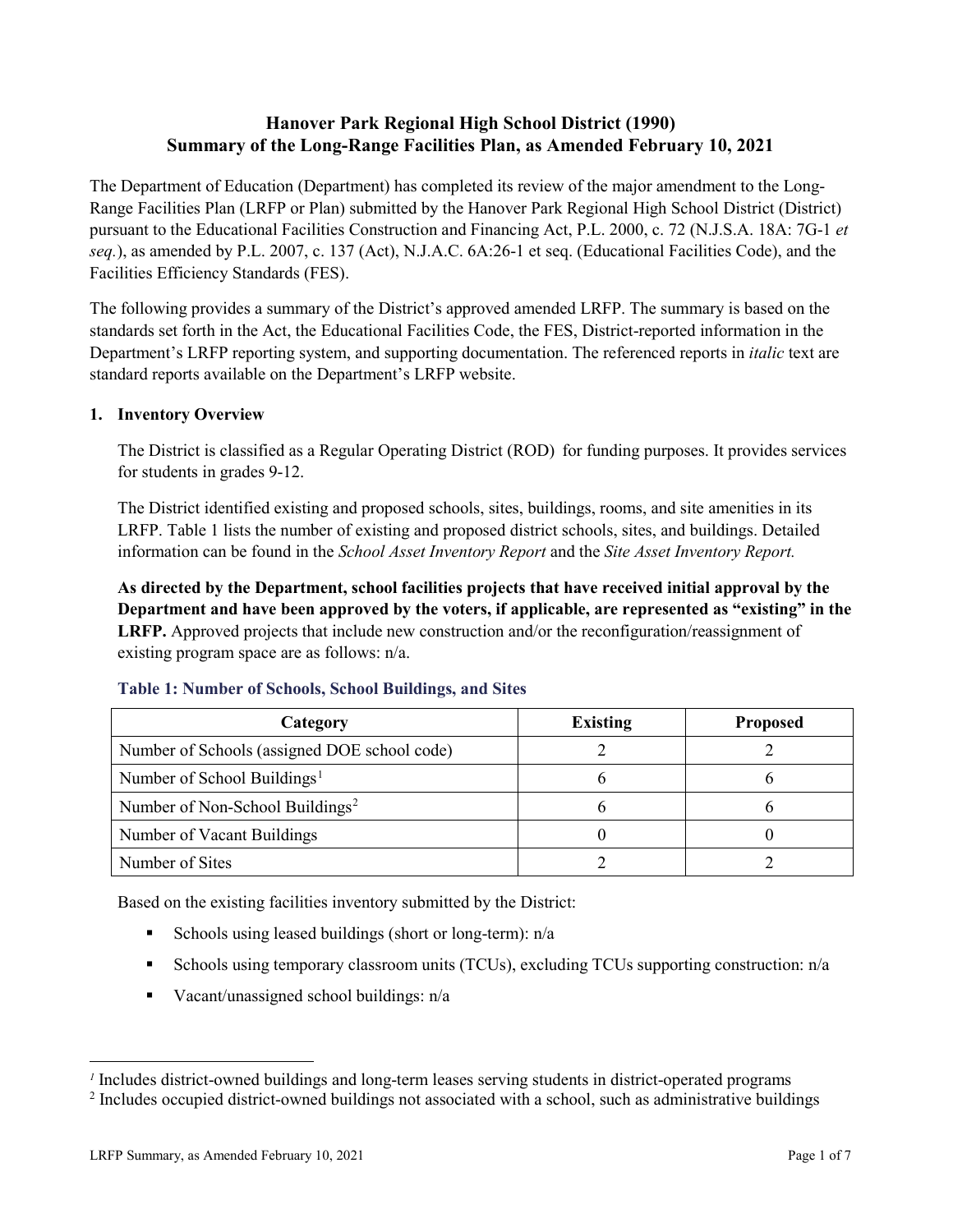# Hanover Park Regional High School District (1990) Summary of the Long-Range Facilities Plan, as Amended February 10, 2021

The Department of Education (Department) has completed its review of the major amendment to the Long-Range Facilities Plan (LRFP or Plan) submitted by the Hanover Park Regional High School District (District) pursuant to the Educational Facilities Construction and Financing Act, P.L. 2000, c. 72 (N.J.S.A. 18A: 7G-1 *et seq.*), as amended by P.L. 2007, c. 137 (Act), N.J.A.C. 6A:26-1 et seq. (Educational Facilities Code), and the Facilities Efficiency Standards (FES).

The following provides a summary of the District's approved amended LRFP. The summary is based on the standards set forth in the Act, the Educational Facilities Code, the FES, District-reported information in the Department's LRFP reporting system, and supporting documentation. The referenced reports in *italic* text are standard reports available on the Department's LRFP website.

## 1. Inventory Overview

The District is classified as a Regular Operating District (ROD) for funding purposes. It provides services for students in grades 9-12.

The District identified existing and proposed schools, sites, buildings, rooms, and site amenities in its LRFP. Table 1 lists the number of existing and proposed district schools, sites, and buildings. Detailed information can be found in the *School Asset Inventory Report* and the *Site Asset Inventory Report.*

**As directed by the Department, school facilities projects that have received initial approval by the Department and have been approved by the voters, if applicable, are represented as "existing" in the LRFP.** Approved projects that include new construction and/or the reconfiguration/reassignment of existing program space are as follows: n/a.

### Table 1: Number of Schools, School Buildings, and Sites

| Category | Existing | Proposed |
|---|---|---|
| Number of Schools (assigned DOE school code) | 2 | 2 |
| Number of School Buildings[1] | 6 | 6 |
| Number of Non-School Buildings[2] | 6 | 6 |
| Number of Vacant Buildings | 0 | 0 |
| Number of Sites | 2 | 2 |

Based on the existing facilities inventory submitted by the District:

- Schools using leased buildings (short or long-term): n/a
- Schools using temporary classroom units (TCUs), excluding TCUs supporting construction: n/a
- Vacant/unassigned school buildings: n/a

[1] Includes district-owned buildings and long-term leases serving students in district-operated programs

[2] Includes occupied district-owned buildings not associated with a school, such as administrative buildings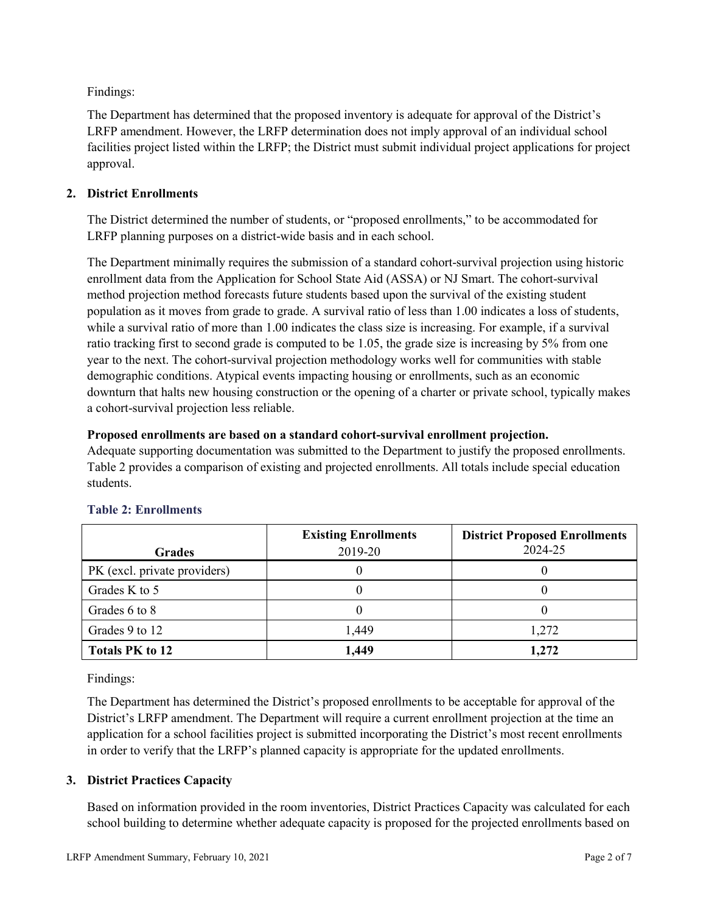Findings:

The Department has determined that the proposed inventory is adequate for approval of the District's LRFP amendment. However, the LRFP determination does not imply approval of an individual school facilities project listed within the LRFP; the District must submit individual project applications for project approval.

## 2. District Enrollments

The District determined the number of students, or "proposed enrollments," to be accommodated for LRFP planning purposes on a district-wide basis and in each school.

The Department minimally requires the submission of a standard cohort-survival projection using historic enrollment data from the Application for School State Aid (ASSA) or NJ Smart. The cohort-survival method projection method forecasts future students based upon the survival of the existing student population as it moves from grade to grade. A survival ratio of less than 1.00 indicates a loss of students, while a survival ratio of more than 1.00 indicates the class size is increasing. For example, if a survival ratio tracking first to second grade is computed to be 1.05, the grade size is increasing by 5% from one year to the next. The cohort-survival projection methodology works well for communities with stable demographic conditions. Atypical events impacting housing or enrollments, such as an economic downturn that halts new housing construction or the opening of a charter or private school, typically makes a cohort-survival projection less reliable.

**Proposed enrollments are based on a standard cohort-survival enrollment projection.**
Adequate supporting documentation was submitted to the Department to justify the proposed enrollments. Table 2 provides a comparison of existing and projected enrollments. All totals include special education students.

### Table 2: Enrollments

| Grades | Existing Enrollments 2019-20 | District Proposed Enrollments 2024-25 |
|---|---|---|
| PK (excl. private providers) | 0 | 0 |
| Grades K to 5 | 0 | 0 |
| Grades 6 to 8 | 0 | 0 |
| Grades 9 to 12 | 1,449 | 1,272 |
| **Totals PK to 12** | **1,449** | **1,272** |

Findings:

The Department has determined the District's proposed enrollments to be acceptable for approval of the District's LRFP amendment. The Department will require a current enrollment projection at the time an application for a school facilities project is submitted incorporating the District's most recent enrollments in order to verify that the LRFP's planned capacity is appropriate for the updated enrollments.

## 3. District Practices Capacity

Based on information provided in the room inventories, District Practices Capacity was calculated for each school building to determine whether adequate capacity is proposed for the projected enrollments based on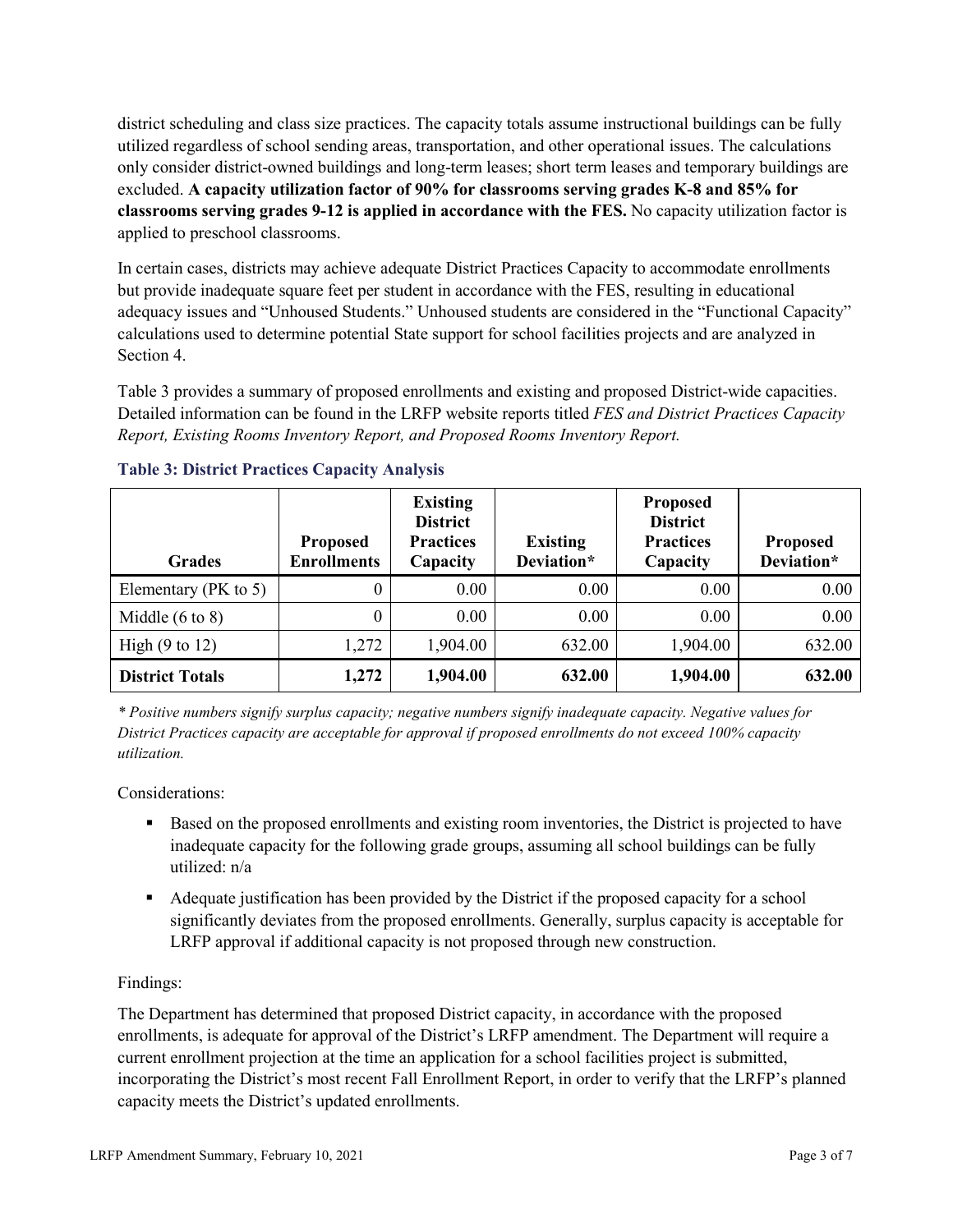district scheduling and class size practices. The capacity totals assume instructional buildings can be fully utilized regardless of school sending areas, transportation, and other operational issues. The calculations only consider district-owned buildings and long-term leases; short term leases and temporary buildings are excluded. **A capacity utilization factor of 90% for classrooms serving grades K-8 and 85% for classrooms serving grades 9-12 is applied in accordance with the FES.** No capacity utilization factor is applied to preschool classrooms.

In certain cases, districts may achieve adequate District Practices Capacity to accommodate enrollments but provide inadequate square feet per student in accordance with the FES, resulting in educational adequacy issues and "Unhoused Students." Unhoused students are considered in the "Functional Capacity" calculations used to determine potential State support for school facilities projects and are analyzed in Section 4.

Table 3 provides a summary of proposed enrollments and existing and proposed District-wide capacities. Detailed information can be found in the LRFP website reports titled *FES and District Practices Capacity Report, Existing Rooms Inventory Report, and Proposed Rooms Inventory Report.*

### Table 3: District Practices Capacity Analysis

| Grades | Proposed Enrollments | Existing District Practices Capacity | Existing Deviation* | Proposed District Practices Capacity | Proposed Deviation* |
|---|---|---|---|---|---|
| Elementary (PK to 5) | 0 | 0.00 | 0.00 | 0.00 | 0.00 |
| Middle (6 to 8) | 0 | 0.00 | 0.00 | 0.00 | 0.00 |
| High (9 to 12) | 1,272 | 1,904.00 | 632.00 | 1,904.00 | 632.00 |
| **District Totals** | **1,272** | **1,904.00** | **632.00** | **1,904.00** | **632.00** |

*\* Positive numbers signify surplus capacity; negative numbers signify inadequate capacity. Negative values for District Practices capacity are acceptable for approval if proposed enrollments do not exceed 100% capacity utilization.*

Considerations:

- Based on the proposed enrollments and existing room inventories, the District is projected to have inadequate capacity for the following grade groups, assuming all school buildings can be fully utilized: n/a
- Adequate justification has been provided by the District if the proposed capacity for a school significantly deviates from the proposed enrollments. Generally, surplus capacity is acceptable for LRFP approval if additional capacity is not proposed through new construction.

Findings:

The Department has determined that proposed District capacity, in accordance with the proposed enrollments, is adequate for approval of the District's LRFP amendment. The Department will require a current enrollment projection at the time an application for a school facilities project is submitted, incorporating the District's most recent Fall Enrollment Report, in order to verify that the LRFP's planned capacity meets the District's updated enrollments.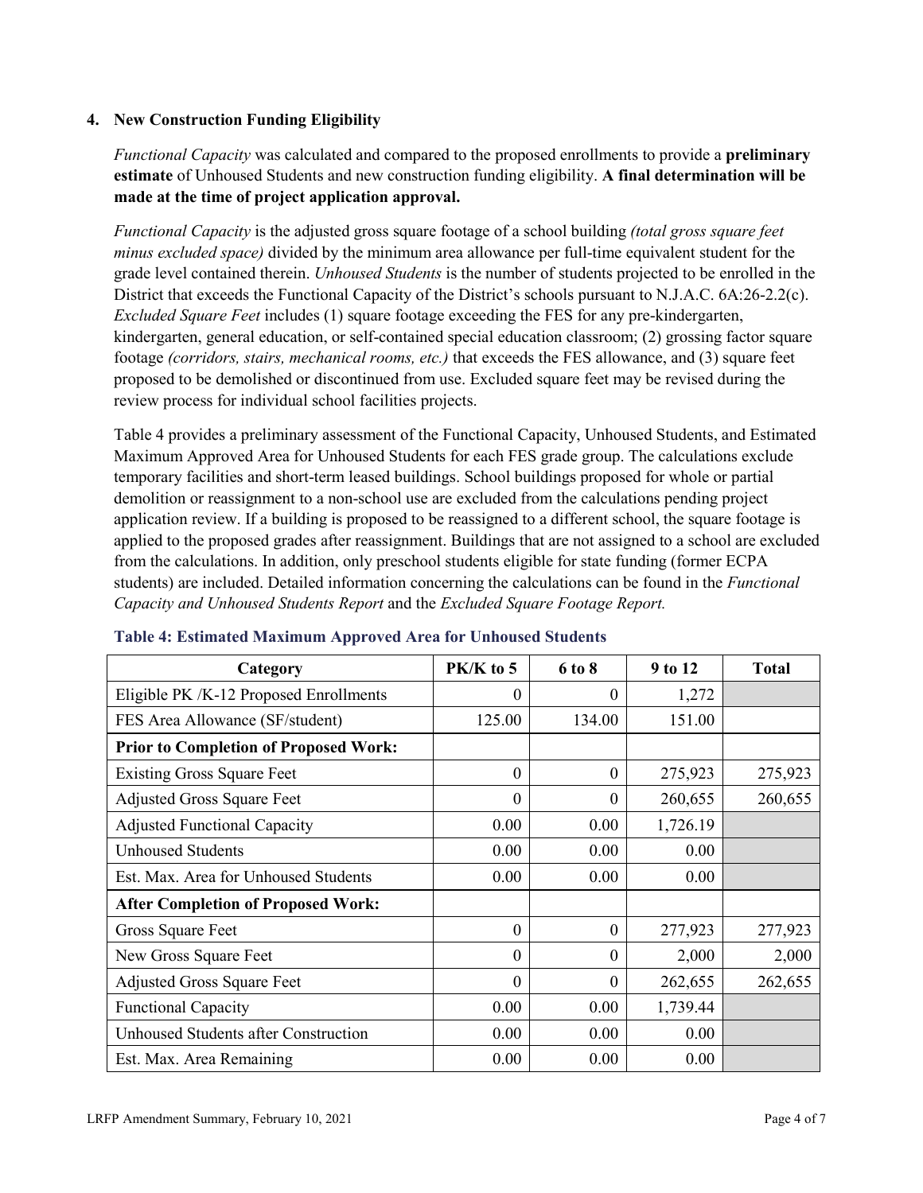### 4. New Construction Funding Eligibility

*Functional Capacity* was calculated and compared to the proposed enrollments to provide a **preliminary estimate** of Unhoused Students and new construction funding eligibility. **A final determination will be made at the time of project application approval.**

*Functional Capacity* is the adjusted gross square footage of a school building *(total gross square feet minus excluded space)* divided by the minimum area allowance per full-time equivalent student for the grade level contained therein. *Unhoused Students* is the number of students projected to be enrolled in the District that exceeds the Functional Capacity of the District's schools pursuant to N.J.A.C. 6A:26-2.2(c). *Excluded Square Feet* includes (1) square footage exceeding the FES for any pre-kindergarten, kindergarten, general education, or self-contained special education classroom; (2) grossing factor square footage *(corridors, stairs, mechanical rooms, etc.)* that exceeds the FES allowance, and (3) square feet proposed to be demolished or discontinued from use. Excluded square feet may be revised during the review process for individual school facilities projects.

Table 4 provides a preliminary assessment of the Functional Capacity, Unhoused Students, and Estimated Maximum Approved Area for Unhoused Students for each FES grade group. The calculations exclude temporary facilities and short-term leased buildings. School buildings proposed for whole or partial demolition or reassignment to a non-school use are excluded from the calculations pending project application review. If a building is proposed to be reassigned to a different school, the square footage is applied to the proposed grades after reassignment. Buildings that are not assigned to a school are excluded from the calculations. In addition, only preschool students eligible for state funding (former ECPA students) are included. Detailed information concerning the calculations can be found in the *Functional Capacity and Unhoused Students Report* and the *Excluded Square Footage Report.*

**Table 4: Estimated Maximum Approved Area for Unhoused Students**

| Category | PK/K to 5 | 6 to 8 | 9 to 12 | Total |
|---|---|---|---|---|
| Eligible PK /K-12 Proposed Enrollments | 0 | 0 | 1,272 | |
| FES Area Allowance (SF/student) | 125.00 | 134.00 | 151.00 | |
| **Prior to Completion of Proposed Work:** | | | | |
| Existing Gross Square Feet | 0 | 0 | 275,923 | 275,923 |
| Adjusted Gross Square Feet | 0 | 0 | 260,655 | 260,655 |
| Adjusted Functional Capacity | 0.00 | 0.00 | 1,726.19 | |
| Unhoused Students | 0.00 | 0.00 | 0.00 | |
| Est. Max. Area for Unhoused Students | 0.00 | 0.00 | 0.00 | |
| **After Completion of Proposed Work:** | | | | |
| Gross Square Feet | 0 | 0 | 277,923 | 277,923 |
| New Gross Square Feet | 0 | 0 | 2,000 | 2,000 |
| Adjusted Gross Square Feet | 0 | 0 | 262,655 | 262,655 |
| Functional Capacity | 0.00 | 0.00 | 1,739.44 | |
| Unhoused Students after Construction | 0.00 | 0.00 | 0.00 | |
| Est. Max. Area Remaining | 0.00 | 0.00 | 0.00 | |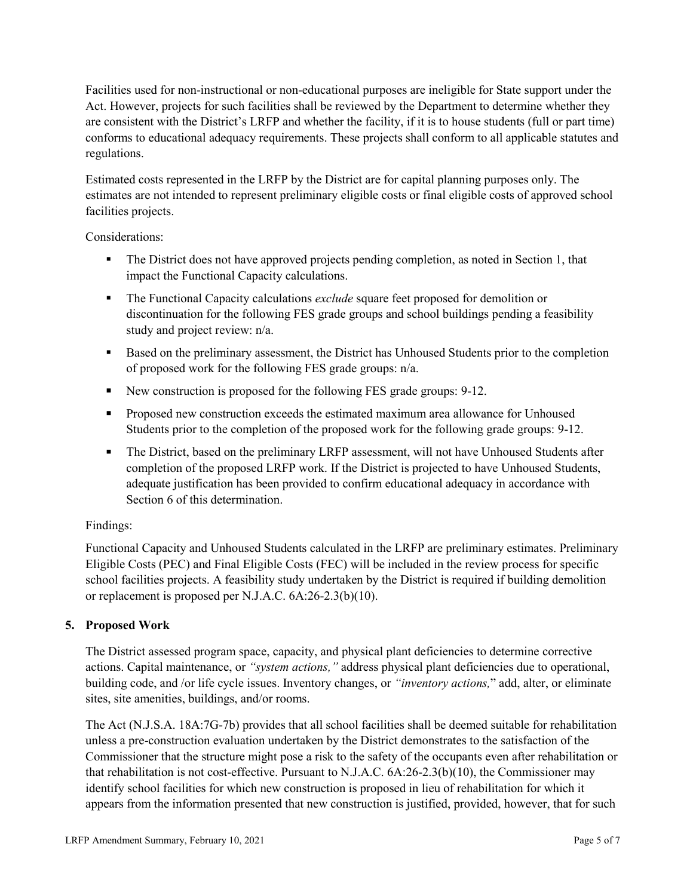Facilities used for non-instructional or non-educational purposes are ineligible for State support under the Act. However, projects for such facilities shall be reviewed by the Department to determine whether they are consistent with the District's LRFP and whether the facility, if it is to house students (full or part time) conforms to educational adequacy requirements. These projects shall conform to all applicable statutes and regulations.

Estimated costs represented in the LRFP by the District are for capital planning purposes only. The estimates are not intended to represent preliminary eligible costs or final eligible costs of approved school facilities projects.

Considerations:

- The District does not have approved projects pending completion, as noted in Section 1, that impact the Functional Capacity calculations.
- The Functional Capacity calculations *exclude* square feet proposed for demolition or discontinuation for the following FES grade groups and school buildings pending a feasibility study and project review: n/a.
- Based on the preliminary assessment, the District has Unhoused Students prior to the completion of proposed work for the following FES grade groups: n/a.
- New construction is proposed for the following FES grade groups: 9-12.
- Proposed new construction exceeds the estimated maximum area allowance for Unhoused Students prior to the completion of the proposed work for the following grade groups: 9-12.
- The District, based on the preliminary LRFP assessment, will not have Unhoused Students after completion of the proposed LRFP work. If the District is projected to have Unhoused Students, adequate justification has been provided to confirm educational adequacy in accordance with Section 6 of this determination.

Findings:

Functional Capacity and Unhoused Students calculated in the LRFP are preliminary estimates. Preliminary Eligible Costs (PEC) and Final Eligible Costs (FEC) will be included in the review process for specific school facilities projects. A feasibility study undertaken by the District is required if building demolition or replacement is proposed per N.J.A.C. 6A:26-2.3(b)(10).

## 5. Proposed Work

The District assessed program space, capacity, and physical plant deficiencies to determine corrective actions. Capital maintenance, or *"system actions,"* address physical plant deficiencies due to operational, building code, and /or life cycle issues. Inventory changes, or *"inventory actions,"* add, alter, or eliminate sites, site amenities, buildings, and/or rooms.

The Act (N.J.S.A. 18A:7G-7b) provides that all school facilities shall be deemed suitable for rehabilitation unless a pre-construction evaluation undertaken by the District demonstrates to the satisfaction of the Commissioner that the structure might pose a risk to the safety of the occupants even after rehabilitation or that rehabilitation is not cost-effective. Pursuant to N.J.A.C. 6A:26-2.3(b)(10), the Commissioner may identify school facilities for which new construction is proposed in lieu of rehabilitation for which it appears from the information presented that new construction is justified, provided, however, that for such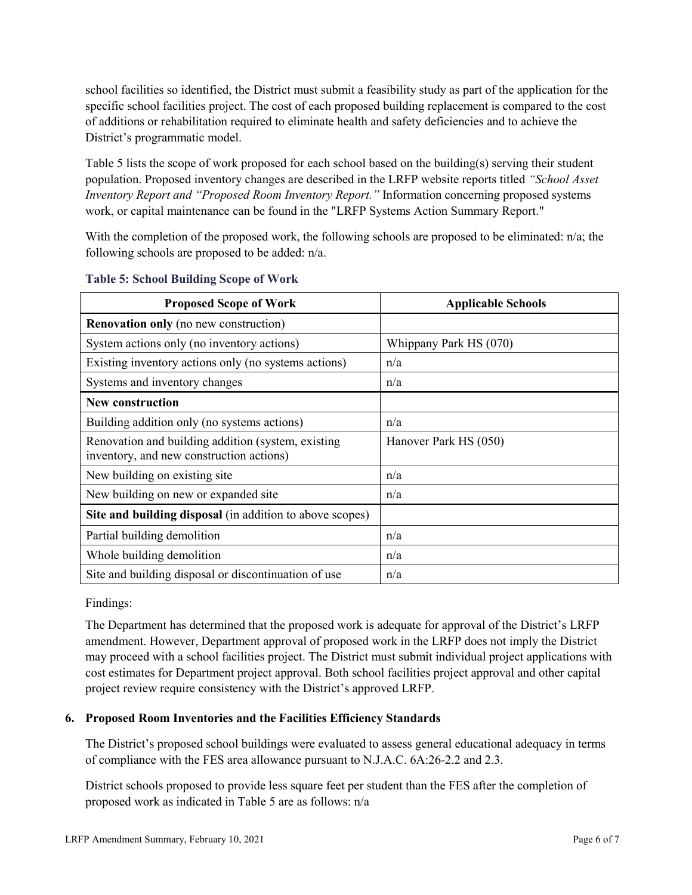school facilities so identified, the District must submit a feasibility study as part of the application for the specific school facilities project. The cost of each proposed building replacement is compared to the cost of additions or rehabilitation required to eliminate health and safety deficiencies and to achieve the District's programmatic model.

Table 5 lists the scope of work proposed for each school based on the building(s) serving their student population. Proposed inventory changes are described in the LRFP website reports titled *"School Asset Inventory Report and "Proposed Room Inventory Report."* Information concerning proposed systems work, or capital maintenance can be found in the "LRFP Systems Action Summary Report."

With the completion of the proposed work, the following schools are proposed to be eliminated: n/a; the following schools are proposed to be added: n/a.

**Table 5: School Building Scope of Work**

| Proposed Scope of Work | Applicable Schools |
|---|---|
| **Renovation only** (no new construction) | |
| System actions only (no inventory actions) | Whippany Park HS (070) |
| Existing inventory actions only (no systems actions) | n/a |
| Systems and inventory changes | n/a |
| **New construction** | |
| Building addition only (no systems actions) | n/a |
| Renovation and building addition (system, existing inventory, and new construction actions) | Hanover Park HS (050) |
| New building on existing site | n/a |
| New building on new or expanded site | n/a |
| **Site and building disposal** (in addition to above scopes) | |
| Partial building demolition | n/a |
| Whole building demolition | n/a |
| Site and building disposal or discontinuation of use | n/a |

Findings:

The Department has determined that the proposed work is adequate for approval of the District's LRFP amendment. However, Department approval of proposed work in the LRFP does not imply the District may proceed with a school facilities project. The District must submit individual project applications with cost estimates for Department project approval. Both school facilities project approval and other capital project review require consistency with the District's approved LRFP.

### 6. Proposed Room Inventories and the Facilities Efficiency Standards

The District's proposed school buildings were evaluated to assess general educational adequacy in terms of compliance with the FES area allowance pursuant to N.J.A.C. 6A:26-2.2 and 2.3.

District schools proposed to provide less square feet per student than the FES after the completion of proposed work as indicated in Table 5 are as follows: n/a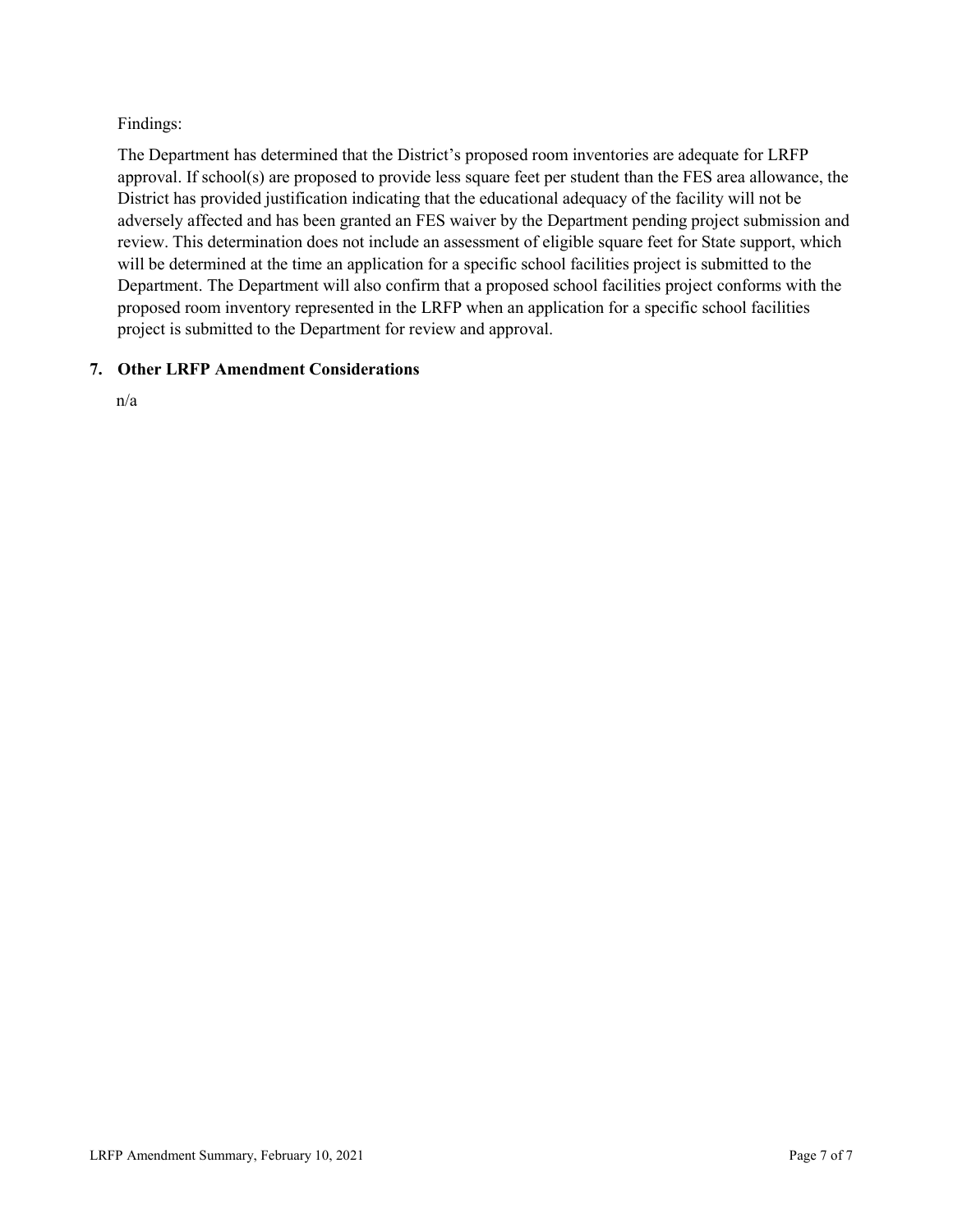Findings:

The Department has determined that the District's proposed room inventories are adequate for LRFP approval. If school(s) are proposed to provide less square feet per student than the FES area allowance, the District has provided justification indicating that the educational adequacy of the facility will not be adversely affected and has been granted an FES waiver by the Department pending project submission and review. This determination does not include an assessment of eligible square feet for State support, which will be determined at the time an application for a specific school facilities project is submitted to the Department. The Department will also confirm that a proposed school facilities project conforms with the proposed room inventory represented in the LRFP when an application for a specific school facilities project is submitted to the Department for review and approval.

## 7. Other LRFP Amendment Considerations

n/a